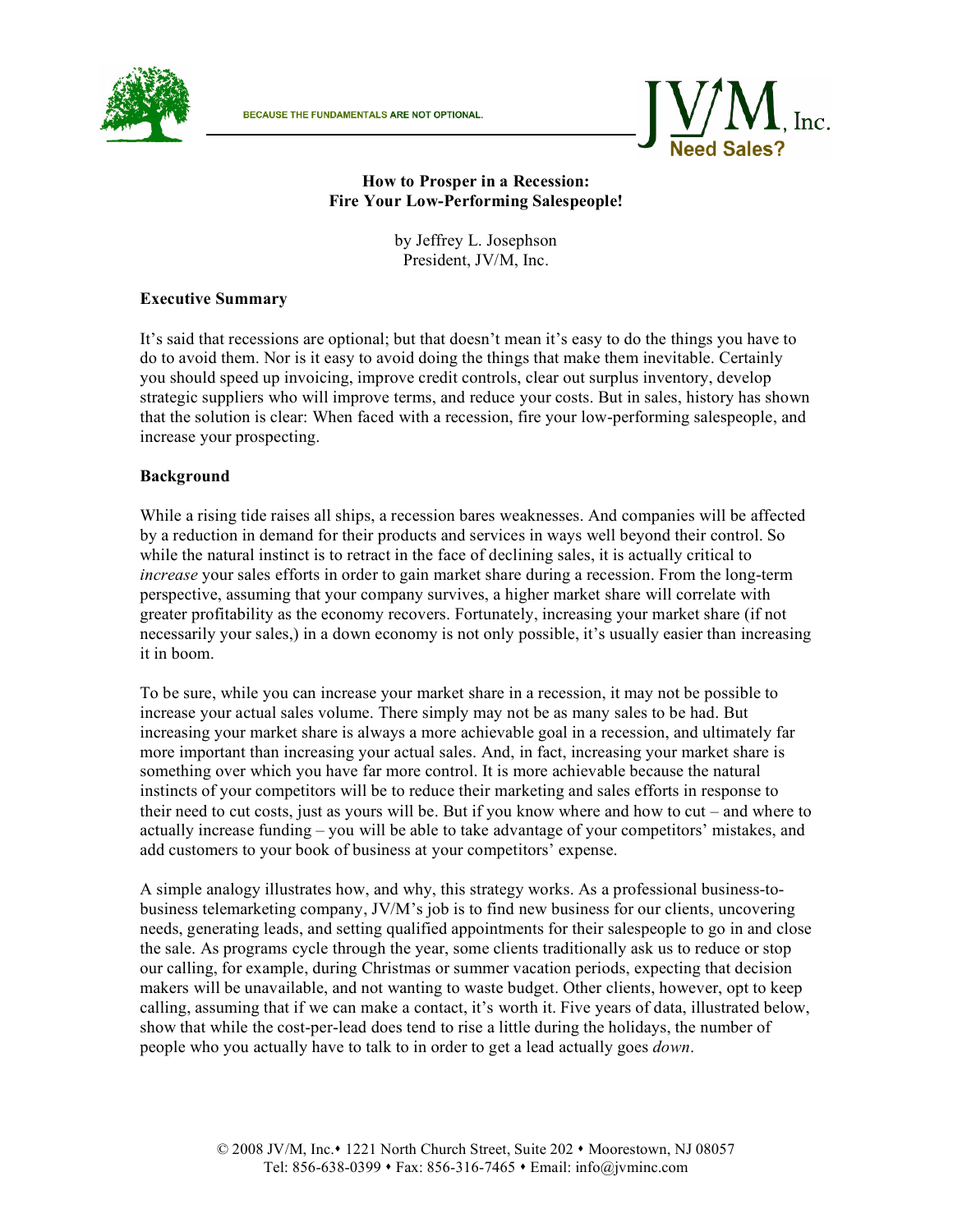BECAUSE THE FUNDAMENTALS ARE NOT OPTIONAL.

JV/M, Inc. Need Sales?

# How to Prosper in a Recession: Fire Your Low-Performing Salespeople!

by Jeffrey L. Josephson
President, JV/M, Inc.

## Executive Summary

It's said that recessions are optional; but that doesn't mean it's easy to do the things you have to do to avoid them. Nor is it easy to avoid doing the things that make them inevitable. Certainly you should speed up invoicing, improve credit controls, clear out surplus inventory, develop strategic suppliers who will improve terms, and reduce your costs. But in sales, history has shown that the solution is clear: When faced with a recession, fire your low-performing salespeople, and increase your prospecting.

## Background

While a rising tide raises all ships, a recession bares weaknesses. And companies will be affected by a reduction in demand for their products and services in ways well beyond their control. So while the natural instinct is to retract in the face of declining sales, it is actually critical to *increase* your sales efforts in order to gain market share during a recession. From the long-term perspective, assuming that your company survives, a higher market share will correlate with greater profitability as the economy recovers. Fortunately, increasing your market share (if not necessarily your sales,) in a down economy is not only possible, it's usually easier than increasing it in boom.

To be sure, while you can increase your market share in a recession, it may not be possible to increase your actual sales volume. There simply may not be as many sales to be had. But increasing your market share is always a more achievable goal in a recession, and ultimately far more important than increasing your actual sales. And, in fact, increasing your market share is something over which you have far more control. It is more achievable because the natural instincts of your competitors will be to reduce their marketing and sales efforts in response to their need to cut costs, just as yours will be. But if you know where and how to cut – and where to actually increase funding – you will be able to take advantage of your competitors' mistakes, and add customers to your book of business at your competitors' expense.

A simple analogy illustrates how, and why, this strategy works. As a professional business-to-business telemarketing company, JV/M's job is to find new business for our clients, uncovering needs, generating leads, and setting qualified appointments for their salespeople to go in and close the sale. As programs cycle through the year, some clients traditionally ask us to reduce or stop our calling, for example, during Christmas or summer vacation periods, expecting that decision makers will be unavailable, and not wanting to waste budget. Other clients, however, opt to keep calling, assuming that if we can make a contact, it's worth it. Five years of data, illustrated below, show that while the cost-per-lead does tend to rise a little during the holidays, the number of people who you actually have to talk to in order to get a lead actually goes *down*.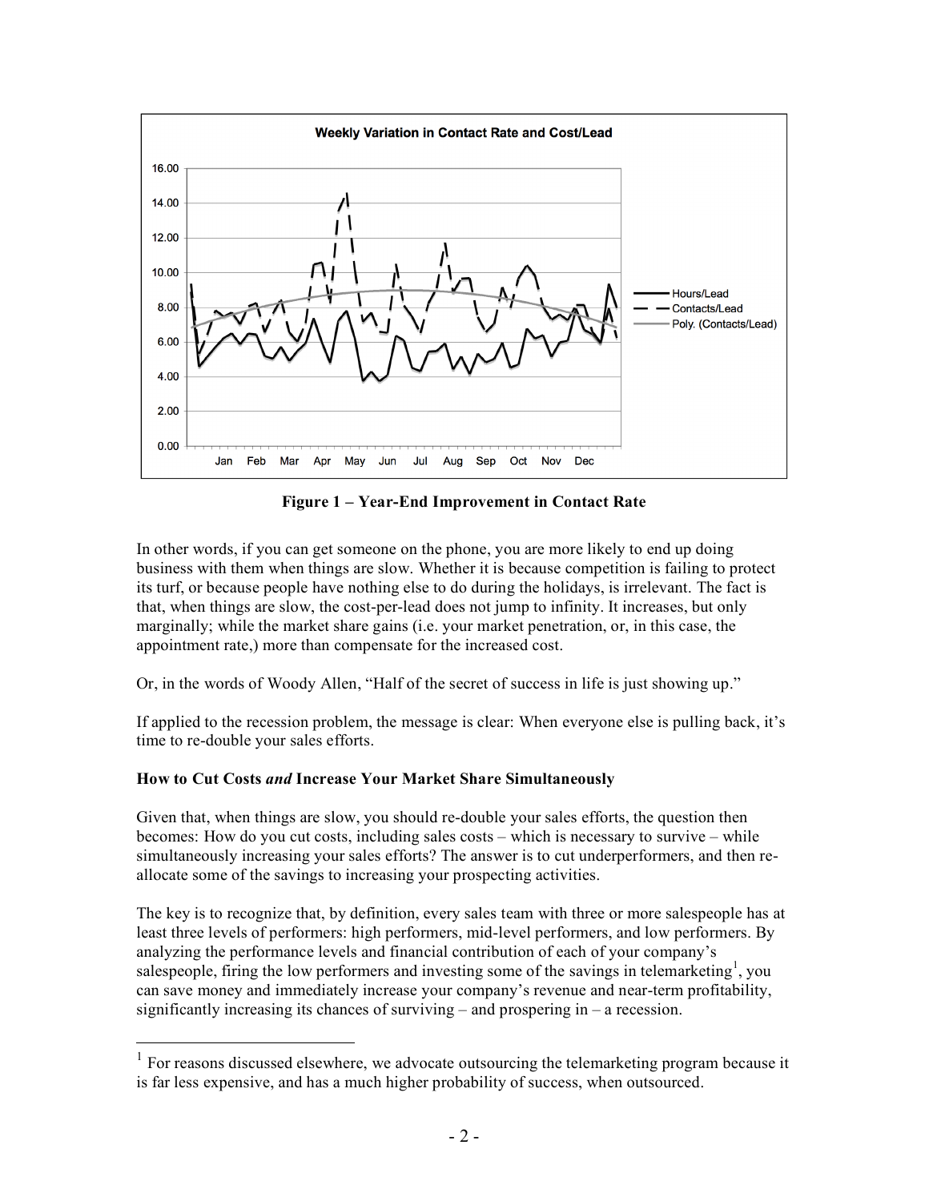**Figure 1 – Year-End Improvement in Contact Rate**

In other words, if you can get someone on the phone, you are more likely to end up doing business with them when things are slow. Whether it is because competition is failing to protect its turf, or because people have nothing else to do during the holidays, is irrelevant. The fact is that, when things are slow, the cost-per-lead does not jump to infinity. It increases, but only marginally; while the market share gains (i.e. your market penetration, or, in this case, the appointment rate,) more than compensate for the increased cost.

Or, in the words of Woody Allen, "Half of the secret of success in life is just showing up."

If applied to the recession problem, the message is clear: When everyone else is pulling back, it's time to re-double your sales efforts.

### How to Cut Costs *and* Increase Your Market Share Simultaneously

Given that, when things are slow, you should re-double your sales efforts, the question then becomes: How do you cut costs, including sales costs – which is necessary to survive – while simultaneously increasing your sales efforts? The answer is to cut underperformers, and then re-allocate some of the savings to increasing your prospecting activities.

The key is to recognize that, by definition, every sales team with three or more salespeople has at least three levels of performers: high performers, mid-level performers, and low performers. By analyzing the performance levels and financial contribution of each of your company's salespeople, firing the low performers and investing some of the savings in telemarketing[1], you can save money and immediately increase your company's revenue and near-term profitability, significantly increasing its chances of surviving – and prospering in – a recession.

[1] For reasons discussed elsewhere, we advocate outsourcing the telemarketing program because it is far less expensive, and has a much higher probability of success, when outsourced.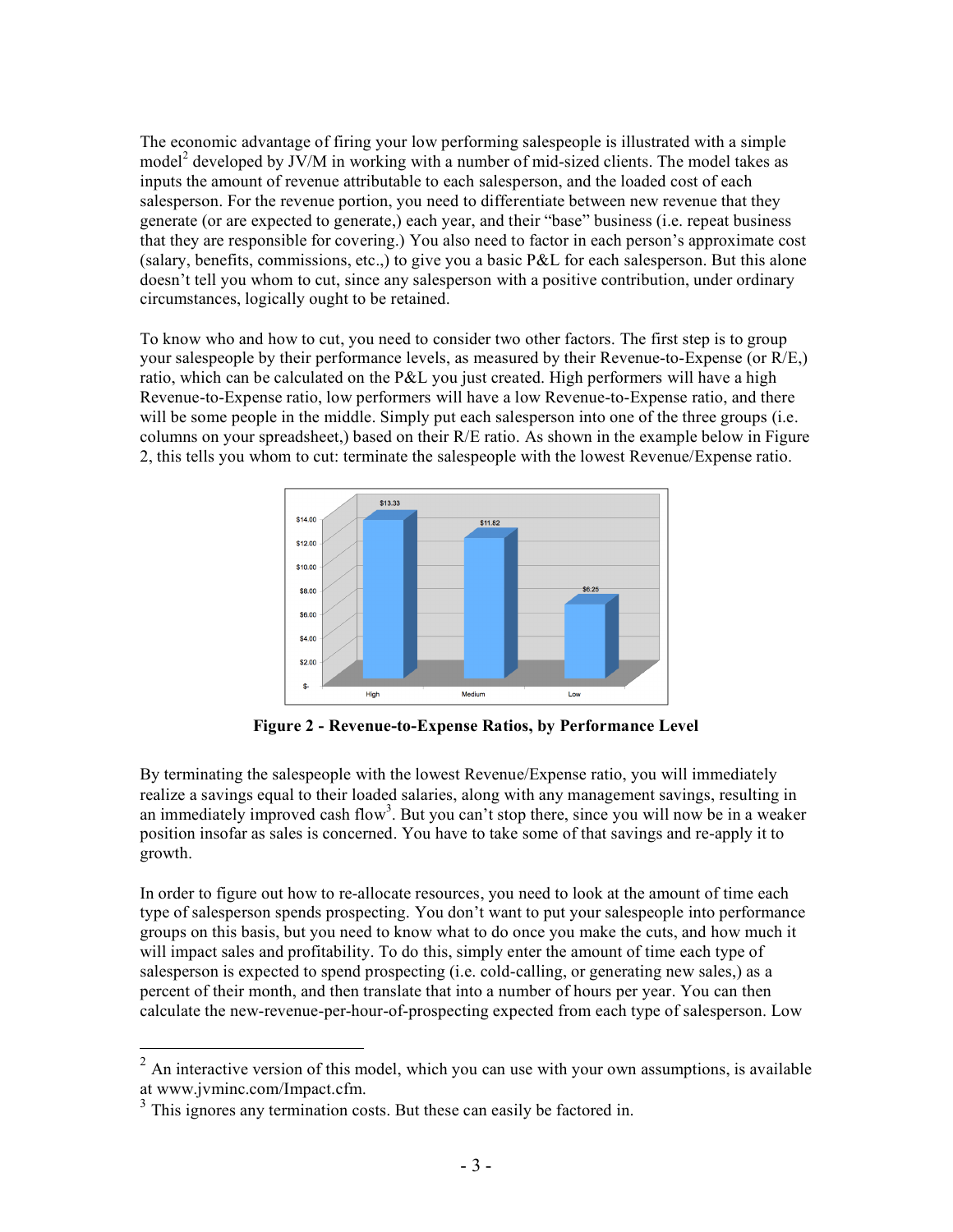The economic advantage of firing your low performing salespeople is illustrated with a simple model[2] developed by JV/M in working with a number of mid-sized clients. The model takes as inputs the amount of revenue attributable to each salesperson, and the loaded cost of each salesperson. For the revenue portion, you need to differentiate between new revenue that they generate (or are expected to generate,) each year, and their "base" business (i.e. repeat business that they are responsible for covering.) You also need to factor in each person's approximate cost (salary, benefits, commissions, etc.,) to give you a basic P&L for each salesperson. But this alone doesn't tell you whom to cut, since any salesperson with a positive contribution, under ordinary circumstances, logically ought to be retained.

To know who and how to cut, you need to consider two other factors. The first step is to group your salespeople by their performance levels, as measured by their Revenue-to-Expense (or R/E,) ratio, which can be calculated on the P&L you just created. High performers will have a high Revenue-to-Expense ratio, low performers will have a low Revenue-to-Expense ratio, and there will be some people in the middle. Simply put each salesperson into one of the three groups (i.e. columns on your spreadsheet,) based on their R/E ratio. As shown in the example below in Figure 2, this tells you whom to cut: terminate the salespeople with the lowest Revenue/Expense ratio.

| Performance Level | Revenue-to-Expense Ratio |
|---|---|
| High | $13.33 |
| Medium | $11.82 |
| Low | $6.25 |

**Figure 2 - Revenue-to-Expense Ratios, by Performance Level**

By terminating the salespeople with the lowest Revenue/Expense ratio, you will immediately realize a savings equal to their loaded salaries, along with any management savings, resulting in an immediately improved cash flow[3]. But you can't stop there, since you will now be in a weaker position insofar as sales is concerned. You have to take some of that savings and re-apply it to growth.

In order to figure out how to re-allocate resources, you need to look at the amount of time each type of salesperson spends prospecting. You don't want to put your salespeople into performance groups on this basis, but you need to know what to do once you make the cuts, and how much it will impact sales and profitability. To do this, simply enter the amount of time each type of salesperson is expected to spend prospecting (i.e. cold-calling, or generating new sales,) as a percent of their month, and then translate that into a number of hours per year. You can then calculate the new-revenue-per-hour-of-prospecting expected from each type of salesperson. Low

---

[2] An interactive version of this model, which you can use with your own assumptions, is available at www.jvminc.com/Impact.cfm.

[3] This ignores any termination costs. But these can easily be factored in.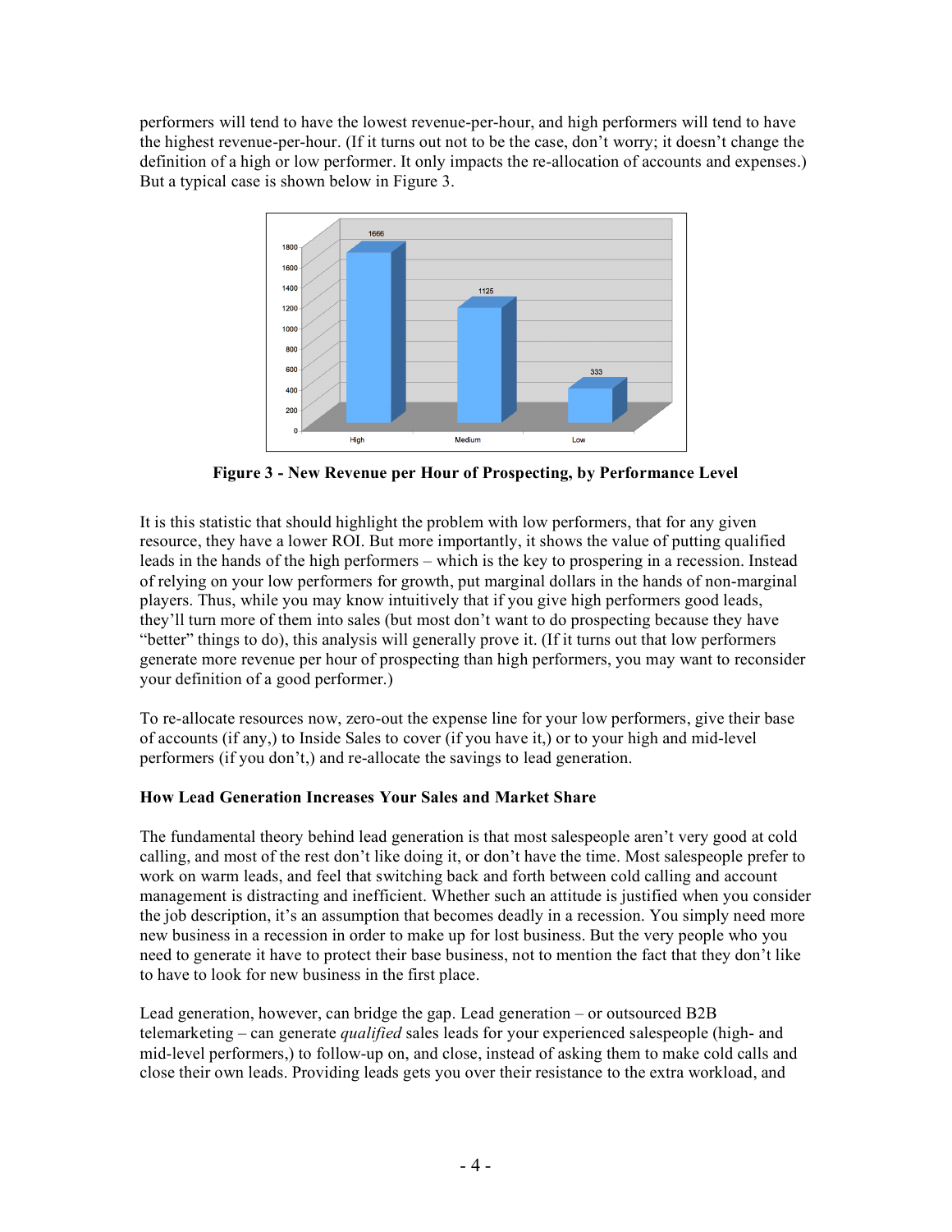performers will tend to have the lowest revenue-per-hour, and high performers will tend to have the highest revenue-per-hour. (If it turns out not to be the case, don't worry; it doesn't change the definition of a high or low performer. It only impacts the re-allocation of accounts and expenses.) But a typical case is shown below in Figure 3.

**Figure 3 - New Revenue per Hour of Prospecting, by Performance Level**

It is this statistic that should highlight the problem with low performers, that for any given resource, they have a lower ROI. But more importantly, it shows the value of putting qualified leads in the hands of the high performers – which is the key to prospering in a recession. Instead of relying on your low performers for growth, put marginal dollars in the hands of non-marginal players. Thus, while you may know intuitively that if you give high performers good leads, they'll turn more of them into sales (but most don't want to do prospecting because they have "better" things to do), this analysis will generally prove it. (If it turns out that low performers generate more revenue per hour of prospecting than high performers, you may want to reconsider your definition of a good performer.)

To re-allocate resources now, zero-out the expense line for your low performers, give their base of accounts (if any,) to Inside Sales to cover (if you have it,) or to your high and mid-level performers (if you don't,) and re-allocate the savings to lead generation.

### How Lead Generation Increases Your Sales and Market Share

The fundamental theory behind lead generation is that most salespeople aren't very good at cold calling, and most of the rest don't like doing it, or don't have the time. Most salespeople prefer to work on warm leads, and feel that switching back and forth between cold calling and account management is distracting and inefficient. Whether such an attitude is justified when you consider the job description, it's an assumption that becomes deadly in a recession. You simply need more new business in a recession in order to make up for lost business. But the very people who you need to generate it have to protect their base business, not to mention the fact that they don't like to have to look for new business in the first place.

Lead generation, however, can bridge the gap. Lead generation – or outsourced B2B telemarketing – can generate *qualified* sales leads for your experienced salespeople (high- and mid-level performers,) to follow-up on, and close, instead of asking them to make cold calls and close their own leads. Providing leads gets you over their resistance to the extra workload, and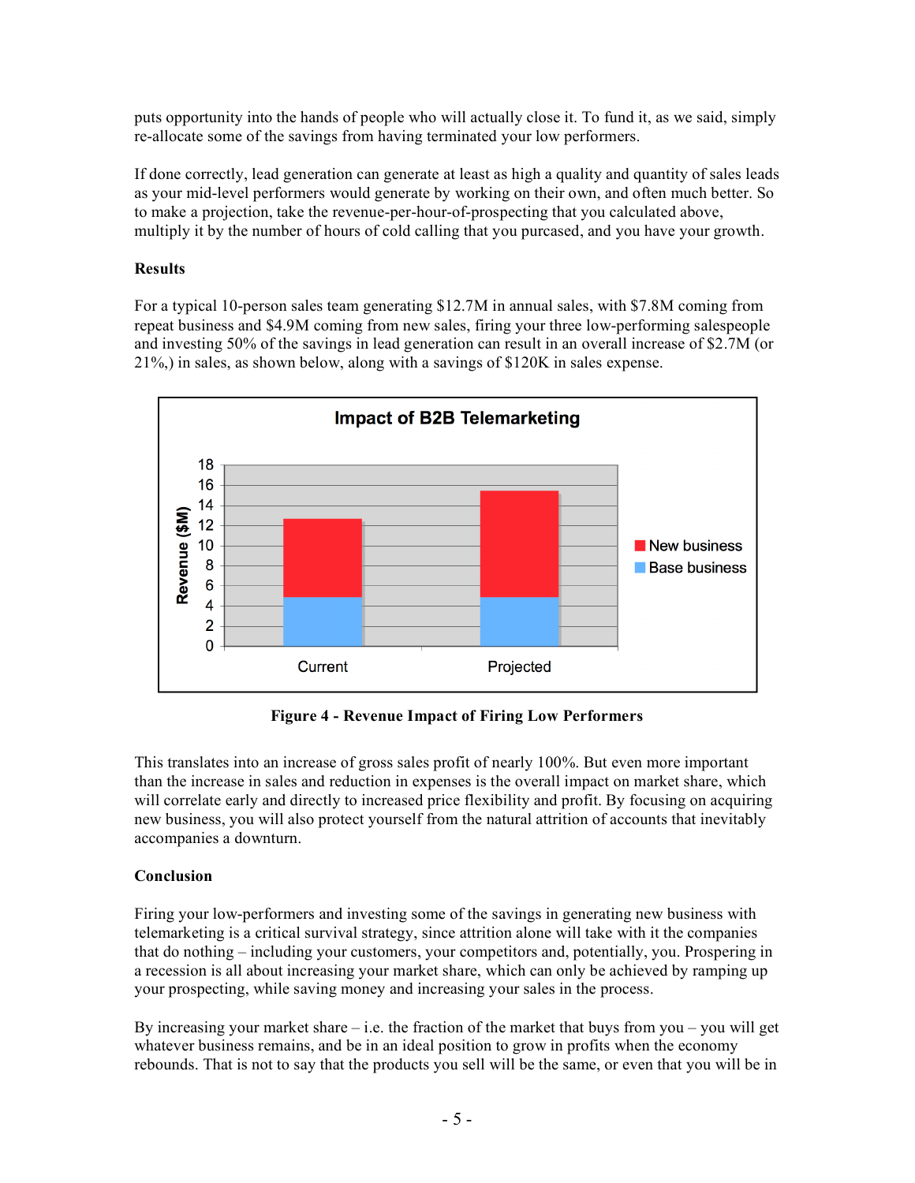puts opportunity into the hands of people who will actually close it. To fund it, as we said, simply re-allocate some of the savings from having terminated your low performers.

If done correctly, lead generation can generate at least as high a quality and quantity of sales leads as your mid-level performers would generate by working on their own, and often much better. So to make a projection, take the revenue-per-hour-of-prospecting that you calculated above, multiply it by the number of hours of cold calling that you purcased, and you have your growth.

**Results**

For a typical 10-person sales team generating $12.7M in annual sales, with $7.8M coming from repeat business and $4.9M coming from new sales, firing your three low-performing salespeople and investing 50% of the savings in lead generation can result in an overall increase of $2.7M (or 21%,) in sales, as shown below, along with a savings of $120K in sales expense.

**Figure 4 - Revenue Impact of Firing Low Performers**

This translates into an increase of gross sales profit of nearly 100%. But even more important than the increase in sales and reduction in expenses is the overall impact on market share, which will correlate early and directly to increased price flexibility and profit. By focusing on acquiring new business, you will also protect yourself from the natural attrition of accounts that inevitably accompanies a downturn.

**Conclusion**

Firing your low-performers and investing some of the savings in generating new business with telemarketing is a critical survival strategy, since attrition alone will take with it the companies that do nothing – including your customers, your competitors and, potentially, you. Prospering in a recession is all about increasing your market share, which can only be achieved by ramping up your prospecting, while saving money and increasing your sales in the process.

By increasing your market share – i.e. the fraction of the market that buys from you – you will get whatever business remains, and be in an ideal position to grow in profits when the economy rebounds. That is not to say that the products you sell will be the same, or even that you will be in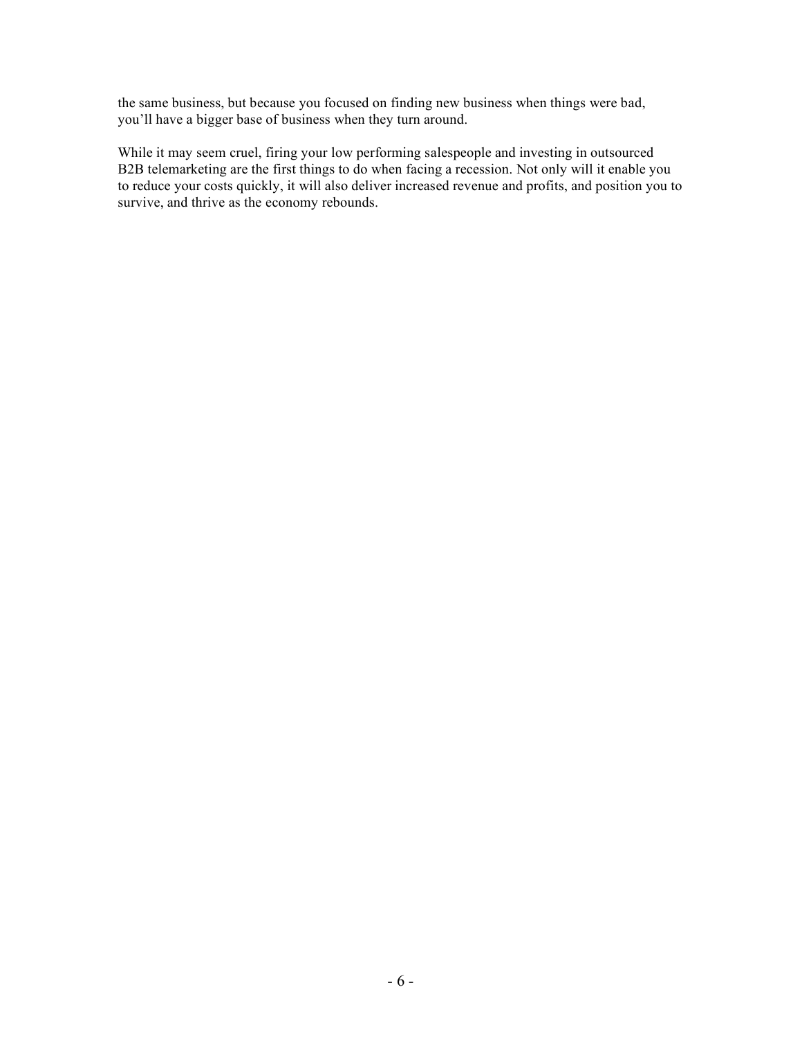the same business, but because you focused on finding new business when things were bad, you'll have a bigger base of business when they turn around.

While it may seem cruel, firing your low performing salespeople and investing in outsourced B2B telemarketing are the first things to do when facing a recession. Not only will it enable you to reduce your costs quickly, it will also deliver increased revenue and profits, and position you to survive, and thrive as the economy rebounds.